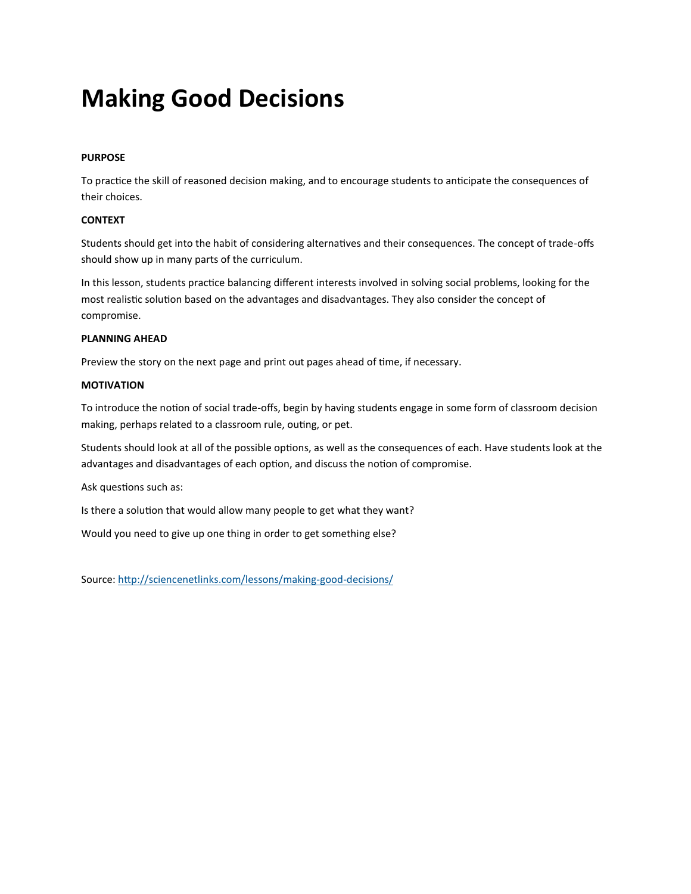# Making Good Decisions

**PURPOSE**

To practice the skill of reasoned decision making, and to encourage students to anticipate the consequences of their choices.

**CONTEXT**

Students should get into the habit of considering alternatives and their consequences. The concept of trade-offs should show up in many parts of the curriculum.

In this lesson, students practice balancing different interests involved in solving social problems, looking for the most realistic solution based on the advantages and disadvantages. They also consider the concept of compromise.

**PLANNING AHEAD**

Preview the story on the next page and print out pages ahead of time, if necessary.

**MOTIVATION**

To introduce the notion of social trade-offs, begin by having students engage in some form of classroom decision making, perhaps related to a classroom rule, outing, or pet.

Students should look at all of the possible options, as well as the consequences of each. Have students look at the advantages and disadvantages of each option, and discuss the notion of compromise.

Ask questions such as:

Is there a solution that would allow many people to get what they want?

Would you need to give up one thing in order to get something else?

Source: [http://sciencenetlinks.com/lessons/making-good-decisions/](http://sciencenetlinks.com/lessons/making-good-decisions/)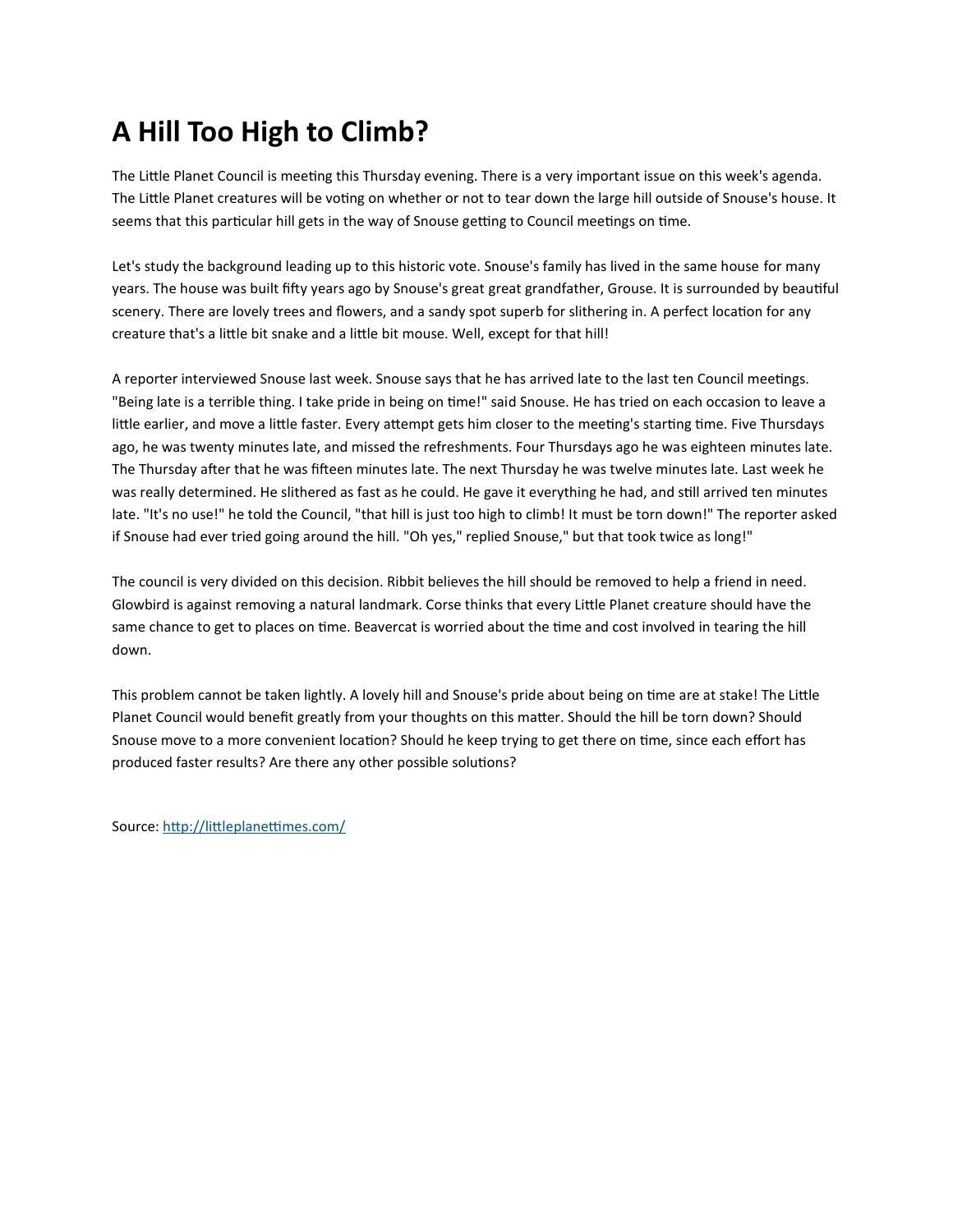# A Hill Too High to Climb?

The Little Planet Council is meeting this Thursday evening. There is a very important issue on this week's agenda. The Little Planet creatures will be voting on whether or not to tear down the large hill outside of Snouse's house. It seems that this particular hill gets in the way of Snouse getting to Council meetings on time.

Let's study the background leading up to this historic vote. Snouse's family has lived in the same house for many years. The house was built fifty years ago by Snouse's great great grandfather, Grouse. It is surrounded by beautiful scenery. There are lovely trees and flowers, and a sandy spot superb for slithering in. A perfect location for any creature that's a little bit snake and a little bit mouse. Well, except for that hill!

A reporter interviewed Snouse last week. Snouse says that he has arrived late to the last ten Council meetings. "Being late is a terrible thing. I take pride in being on time!" said Snouse. He has tried on each occasion to leave a little earlier, and move a little faster. Every attempt gets him closer to the meeting's starting time. Five Thursdays ago, he was twenty minutes late, and missed the refreshments. Four Thursdays ago he was eighteen minutes late. The Thursday after that he was fifteen minutes late. The next Thursday he was twelve minutes late. Last week he was really determined. He slithered as fast as he could. He gave it everything he had, and still arrived ten minutes late. "It's no use!" he told the Council, "that hill is just too high to climb! It must be torn down!" The reporter asked if Snouse had ever tried going around the hill. "Oh yes," replied Snouse," but that took twice as long!"

The council is very divided on this decision. Ribbit believes the hill should be removed to help a friend in need. Glowbird is against removing a natural landmark. Corse thinks that every Little Planet creature should have the same chance to get to places on time. Beavercat is worried about the time and cost involved in tearing the hill down.

This problem cannot be taken lightly. A lovely hill and Snouse's pride about being on time are at stake! The Little Planet Council would benefit greatly from your thoughts on this matter. Should the hill be torn down? Should Snouse move to a more convenient location? Should he keep trying to get there on time, since each effort has produced faster results? Are there any other possible solutions?

Source: [http://littleplanettimes.com/](http://littleplanettimes.com/)